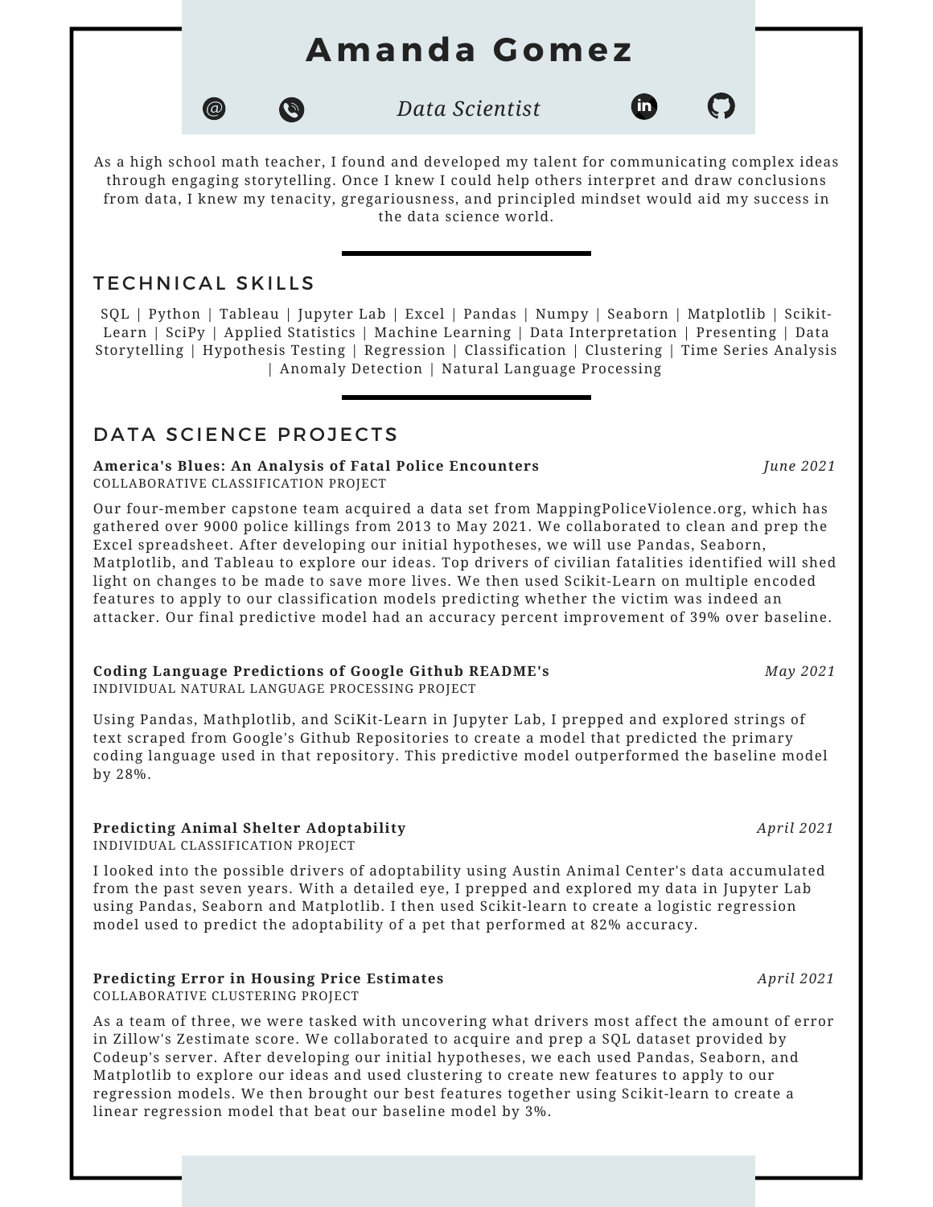# Amanda Gomez

*Data Scientist*

As a high school math teacher, I found and developed my talent for communicating complex ideas through engaging storytelling. Once I knew I could help others interpret and draw conclusions from data, I knew my tenacity, gregariousness, and principled mindset would aid my success in the data science world.

## TECHNICAL SKILLS

SQL | Python | Tableau | Jupyter Lab | Excel | Pandas | Numpy | Seaborn | Matplotlib | Scikit-Learn | SciPy | Applied Statistics | Machine Learning | Data Interpretation | Presenting | Data Storytelling | Hypothesis Testing | Regression | Classification | Clustering | Time Series Analysis | Anomaly Detection | Natural Language Processing

## DATA SCIENCE PROJECTS

**America's Blues: An Analysis of Fatal Police Encounters** *June 2021*

COLLABORATIVE CLASSIFICATION PROJECT

Our four-member capstone team acquired a data set from MappingPoliceViolence.org, which has gathered over 9000 police killings from 2013 to May 2021. We collaborated to clean and prep the Excel spreadsheet. After developing our initial hypotheses, we will use Pandas, Seaborn, Matplotlib, and Tableau to explore our ideas. Top drivers of civilian fatalities identified will shed light on changes to be made to save more lives. We then used Scikit-Learn on multiple encoded features to apply to our classification models predicting whether the victim was indeed an attacker. Our final predictive model had an accuracy percent improvement of 39% over baseline.

**Coding Language Predictions of Google Github README's** *May 2021*

INDIVIDUAL NATURAL LANGUAGE PROCESSING PROJECT

Using Pandas, Mathplotlib, and SciKit-Learn in Jupyter Lab, I prepped and explored strings of text scraped from Google's Github Repositories to create a model that predicted the primary coding language used in that repository. This predictive model outperformed the baseline model by 28%.

**Predicting Animal Shelter Adoptability** *April 2021*

INDIVIDUAL CLASSIFICATION PROJECT

I looked into the possible drivers of adoptability using Austin Animal Center's data accumulated from the past seven years. With a detailed eye, I prepped and explored my data in Jupyter Lab using Pandas, Seaborn and Matplotlib. I then used Scikit-learn to create a logistic regression model used to predict the adoptability of a pet that performed at 82% accuracy.

**Predicting Error in Housing Price Estimates** *April 2021*

COLLABORATIVE CLUSTERING PROJECT

As a team of three, we were tasked with uncovering what drivers most affect the amount of error in Zillow's Zestimate score. We collaborated to acquire and prep a SQL dataset provided by Codeup's server. After developing our initial hypotheses, we each used Pandas, Seaborn, and Matplotlib to explore our ideas and used clustering to create new features to apply to our regression models. We then brought our best features together using Scikit-learn to create a linear regression model that beat our baseline model by 3%.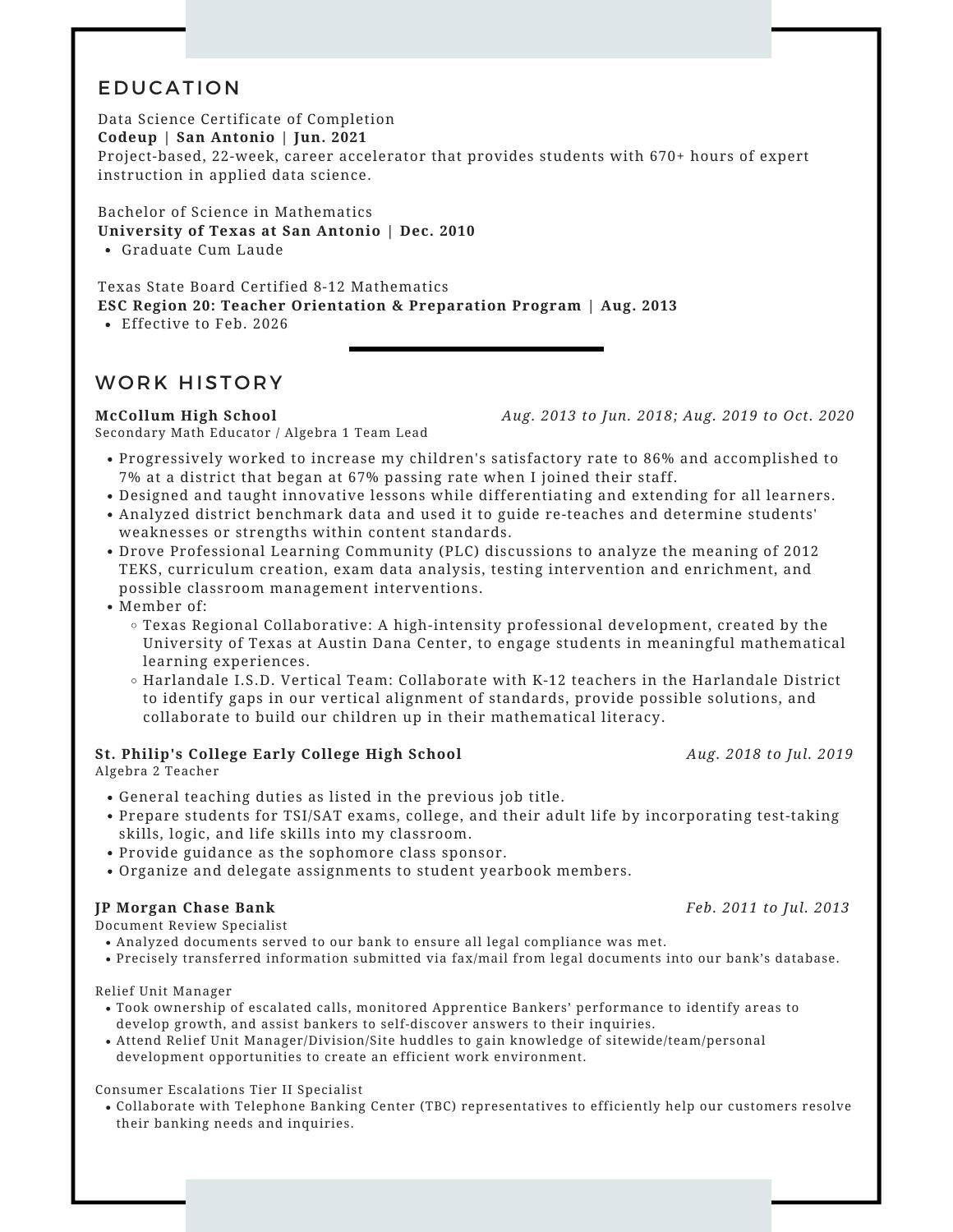## EDUCATION

Data Science Certificate of Completion
**Codeup | San Antonio | Jun. 2021**
Project-based, 22-week, career accelerator that provides students with 670+ hours of expert instruction in applied data science.

Bachelor of Science in Mathematics
**University of Texas at San Antonio | Dec. 2010**

- Graduate Cum Laude

Texas State Board Certified 8-12 Mathematics
**ESC Region 20: Teacher Orientation & Preparation Program | Aug. 2013**

- Effective to Feb. 2026

## WORK HISTORY

**McCollum High School** *Aug. 2013 to Jun. 2018; Aug. 2019 to Oct. 2020*
Secondary Math Educator / Algebra 1 Team Lead

- Progressively worked to increase my children's satisfactory rate to 86% and accomplished to 7% at a district that began at 67% passing rate when I joined their staff.
- Designed and taught innovative lessons while differentiating and extending for all learners.
- Analyzed district benchmark data and used it to guide re-teaches and determine students' weaknesses or strengths within content standards.
- Drove Professional Learning Community (PLC) discussions to analyze the meaning of 2012 TEKS, curriculum creation, exam data analysis, testing intervention and enrichment, and possible classroom management interventions.
- Member of:
    - Texas Regional Collaborative: A high-intensity professional development, created by the University of Texas at Austin Dana Center, to engage students in meaningful mathematical learning experiences.
    - Harlandale I.S.D. Vertical Team: Collaborate with K-12 teachers in the Harlandale District to identify gaps in our vertical alignment of standards, provide possible solutions, and collaborate to build our children up in their mathematical literacy.

**St. Philip's College Early College High School** *Aug. 2018 to Jul. 2019*
Algebra 2 Teacher

- General teaching duties as listed in the previous job title.
- Prepare students for TSI/SAT exams, college, and their adult life by incorporating test-taking skills, logic, and life skills into my classroom.
- Provide guidance as the sophomore class sponsor.
- Organize and delegate assignments to student yearbook members.

**JP Morgan Chase Bank** *Feb. 2011 to Jul. 2013*
Document Review Specialist

- Analyzed documents served to our bank to ensure all legal compliance was met.
- Precisely transferred information submitted via fax/mail from legal documents into our bank's database.

Relief Unit Manager

- Took ownership of escalated calls, monitored Apprentice Bankers' performance to identify areas to develop growth, and assist bankers to self-discover answers to their inquiries.
- Attend Relief Unit Manager/Division/Site huddles to gain knowledge of sitewide/team/personal development opportunities to create an efficient work environment.

Consumer Escalations Tier II Specialist

- Collaborate with Telephone Banking Center (TBC) representatives to efficiently help our customers resolve their banking needs and inquiries.